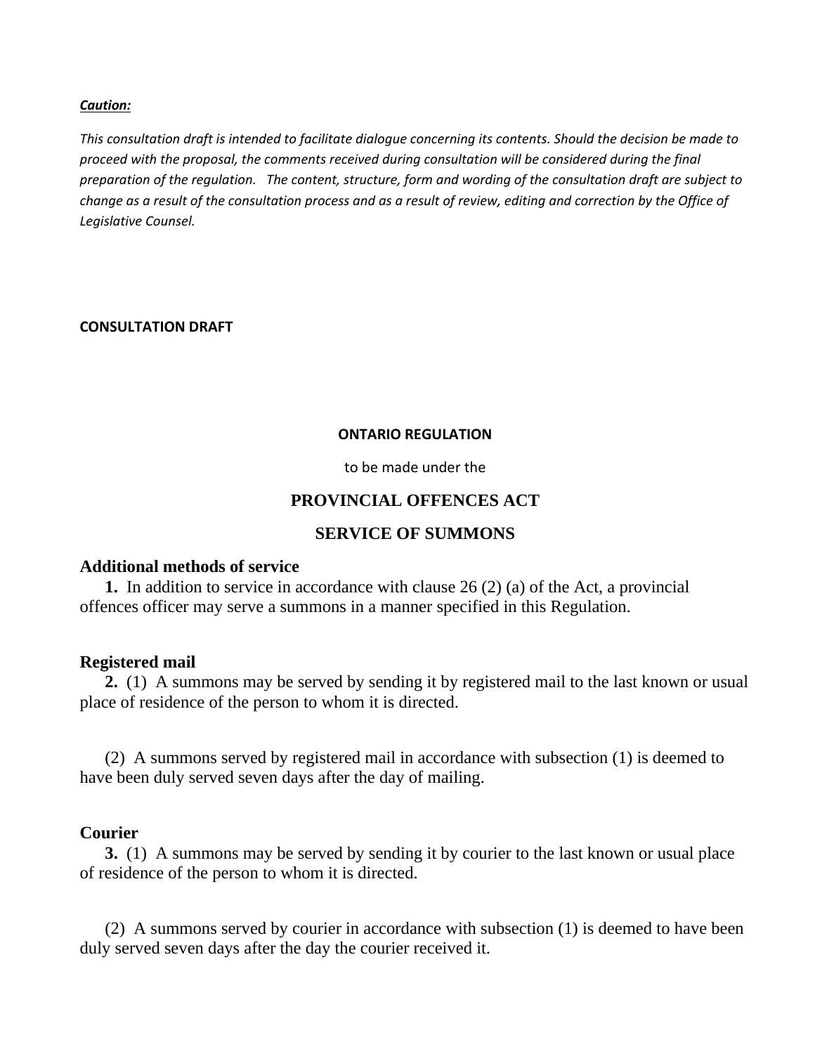***Caution:***

*This consultation draft is intended to facilitate dialogue concerning its contents. Should the decision be made to proceed with the proposal, the comments received during consultation will be considered during the final preparation of the regulation. The content, structure, form and wording of the consultation draft are subject to change as a result of the consultation process and as a result of review, editing and correction by the Office of Legislative Counsel.*

**CONSULTATION DRAFT**

**ONTARIO REGULATION**

to be made under the

## PROVINCIAL OFFENCES ACT

## SERVICE OF SUMMONS

### Additional methods of service

**1.** In addition to service in accordance with clause 26 (2) (a) of the Act, a provincial offences officer may serve a summons in a manner specified in this Regulation.

### Registered mail

**2.** (1) A summons may be served by sending it by registered mail to the last known or usual place of residence of the person to whom it is directed.

(2) A summons served by registered mail in accordance with subsection (1) is deemed to have been duly served seven days after the day of mailing.

### Courier

**3.** (1) A summons may be served by sending it by courier to the last known or usual place of residence of the person to whom it is directed.

(2) A summons served by courier in accordance with subsection (1) is deemed to have been duly served seven days after the day the courier received it.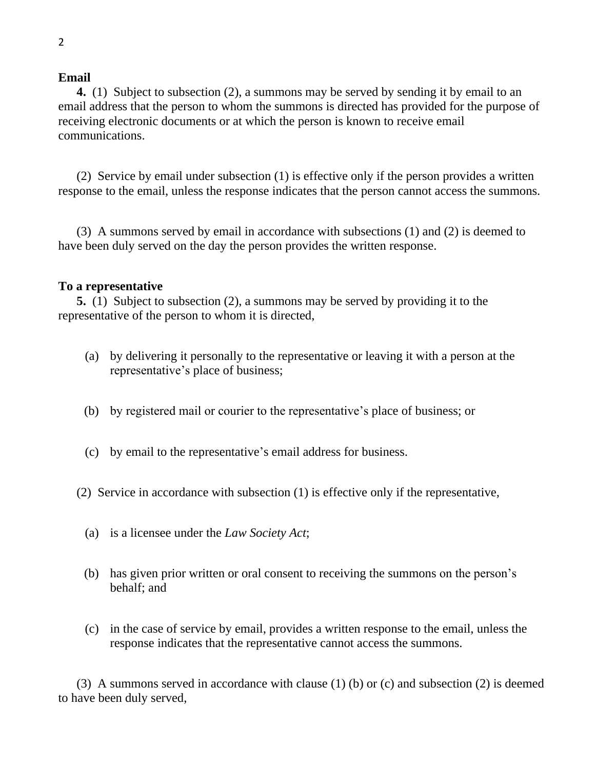**Email**

**4.** (1) Subject to subsection (2), a summons may be served by sending it by email to an email address that the person to whom the summons is directed has provided for the purpose of receiving electronic documents or at which the person is known to receive email communications.

(2) Service by email under subsection (1) is effective only if the person provides a written response to the email, unless the response indicates that the person cannot access the summons.

(3) A summons served by email in accordance with subsections (1) and (2) is deemed to have been duly served on the day the person provides the written response.

**To a representative**

**5.** (1) Subject to subsection (2), a summons may be served by providing it to the representative of the person to whom it is directed,

(a) by delivering it personally to the representative or leaving it with a person at the representative's place of business;

(b) by registered mail or courier to the representative's place of business; or

(c) by email to the representative's email address for business.

(2) Service in accordance with subsection (1) is effective only if the representative,

(a) is a licensee under the *Law Society Act*;

(b) has given prior written or oral consent to receiving the summons on the person's behalf; and

(c) in the case of service by email, provides a written response to the email, unless the response indicates that the representative cannot access the summons.

(3) A summons served in accordance with clause (1) (b) or (c) and subsection (2) is deemed to have been duly served,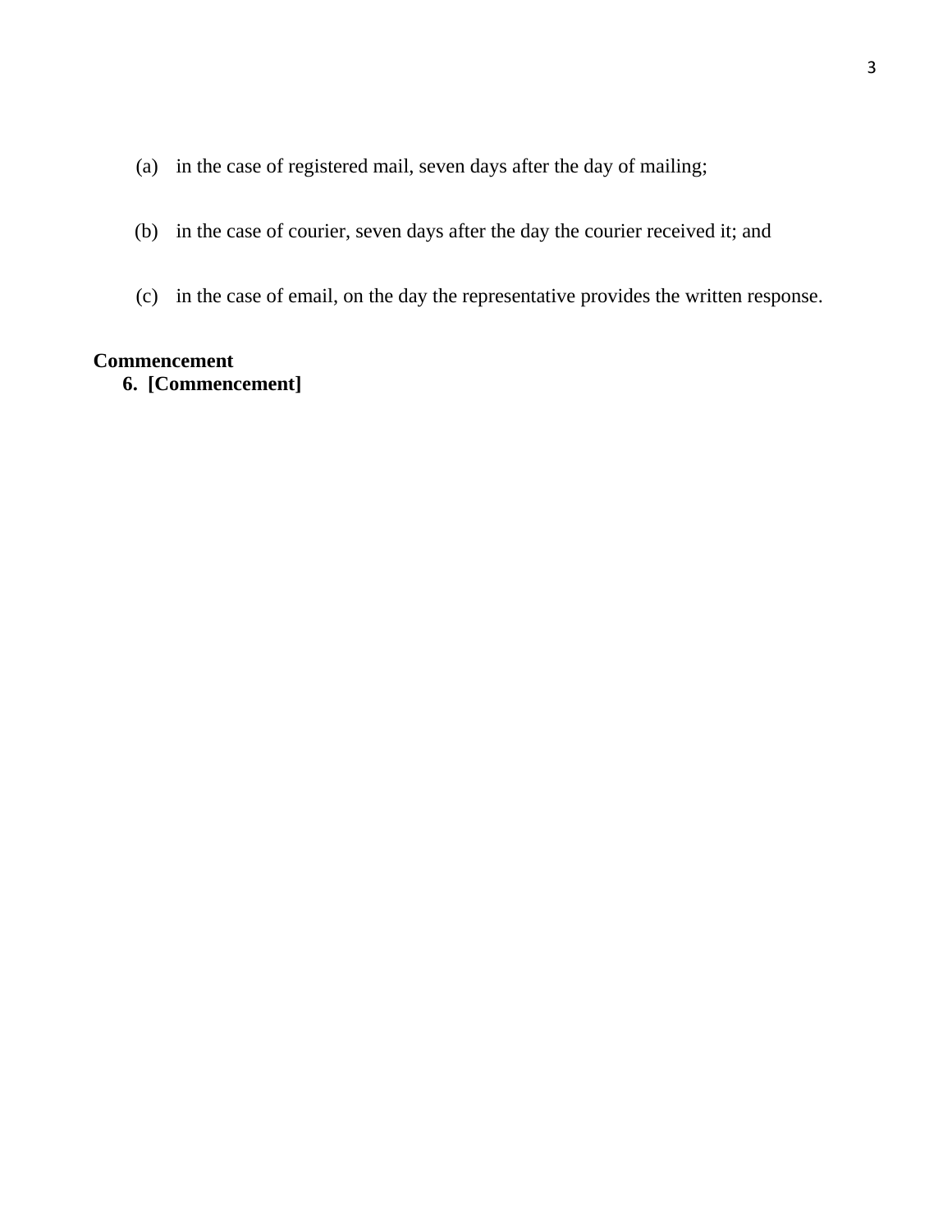(a) in the case of registered mail, seven days after the day of mailing;

(b) in the case of courier, seven days after the day the courier received it; and

(c) in the case of email, on the day the representative provides the written response.

**Commencement**

**6. [Commencement]**